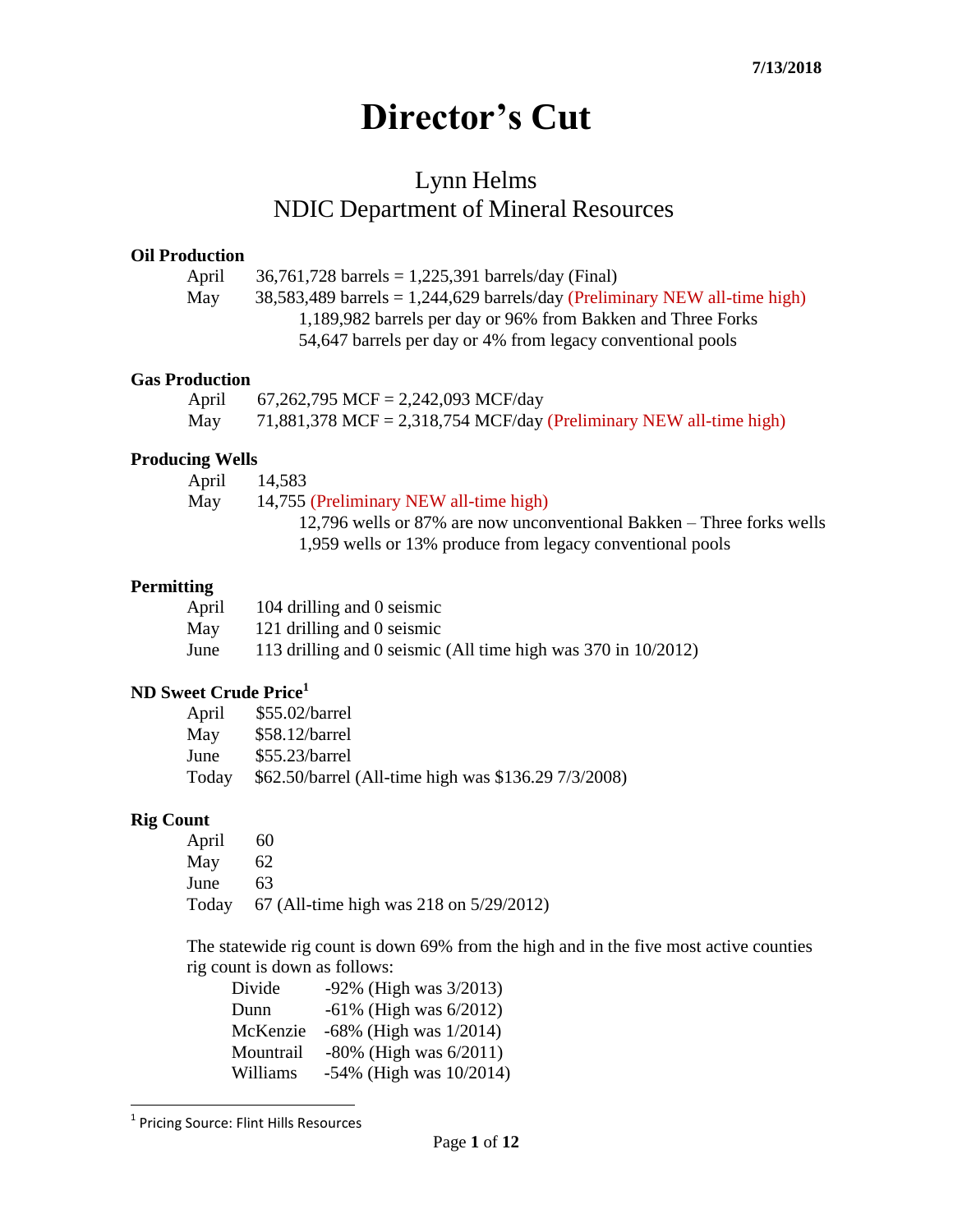7/13/2018

# Director's Cut

## Lynn Helms
## NDIC Department of Mineral Resources

### Oil Production

April 36,761,728 barrels = 1,225,391 barrels/day (Final)
May 38,583,489 barrels = 1,244,629 barrels/day (Preliminary NEW all-time high)
1,189,982 barrels per day or 96% from Bakken and Three Forks
54,647 barrels per day or 4% from legacy conventional pools

### Gas Production

April 67,262,795 MCF = 2,242,093 MCF/day
May 71,881,378 MCF = 2,318,754 MCF/day (Preliminary NEW all-time high)

### Producing Wells

April 14,583
May 14,755 (Preliminary NEW all-time high)
12,796 wells or 87% are now unconventional Bakken – Three forks wells
1,959 wells or 13% produce from legacy conventional pools

### Permitting

April 104 drilling and 0 seismic
May 121 drilling and 0 seismic
June 113 drilling and 0 seismic (All time high was 370 in 10/2012)

### ND Sweet Crude Price[1]

April $55.02/barrel
May $58.12/barrel
June $55.23/barrel
Today $62.50/barrel (All-time high was $136.29 7/3/2008)

### Rig Count

April 60
May 62
June 63
Today 67 (All-time high was 218 on 5/29/2012)

The statewide rig count is down 69% from the high and in the five most active counties rig count is down as follows:

Divide -92% (High was 3/2013)
Dunn -61% (High was 6/2012)
McKenzie -68% (High was 1/2014)
Mountrail -80% (High was 6/2011)
Williams -54% (High was 10/2014)

[1] Pricing Source: Flint Hills Resources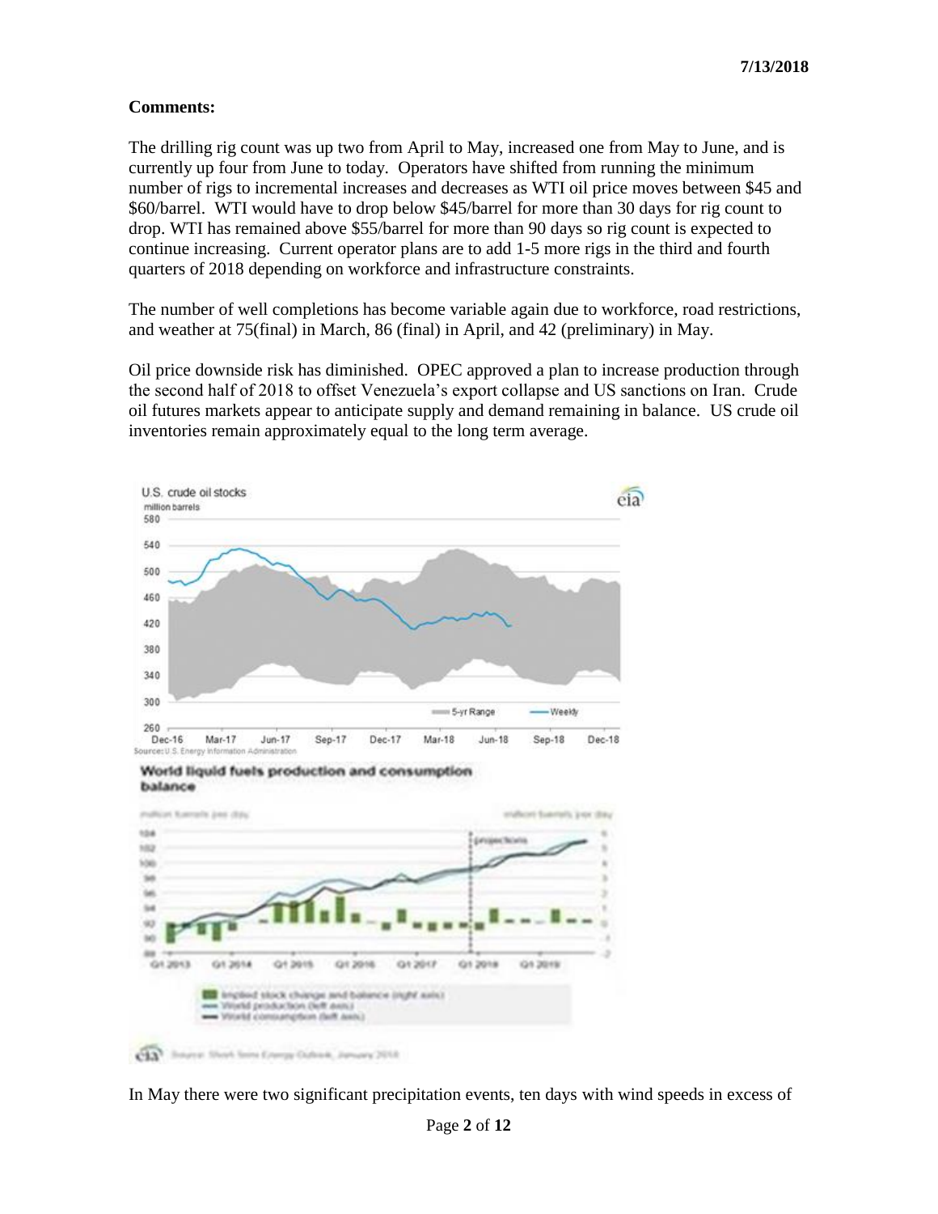**7/13/2018**

**Comments:**

The drilling rig count was up two from April to May, increased one from May to June, and is currently up four from June to today. Operators have shifted from running the minimum number of rigs to incremental increases and decreases as WTI oil price moves between $45 and $60/barrel. WTI would have to drop below $45/barrel for more than 30 days for rig count to drop. WTI has remained above $55/barrel for more than 90 days so rig count is expected to continue increasing. Current operator plans are to add 1-5 more rigs in the third and fourth quarters of 2018 depending on workforce and infrastructure constraints.

The number of well completions has become variable again due to workforce, road restrictions, and weather at 75(final) in March, 86 (final) in April, and 42 (preliminary) in May.

Oil price downside risk has diminished. OPEC approved a plan to increase production through the second half of 2018 to offset Venezuela's export collapse and US sanctions on Iran. Crude oil futures markets appear to anticipate supply and demand remaining in balance. US crude oil inventories remain approximately equal to the long term average.

In May there were two significant precipitation events, ten days with wind speeds in excess of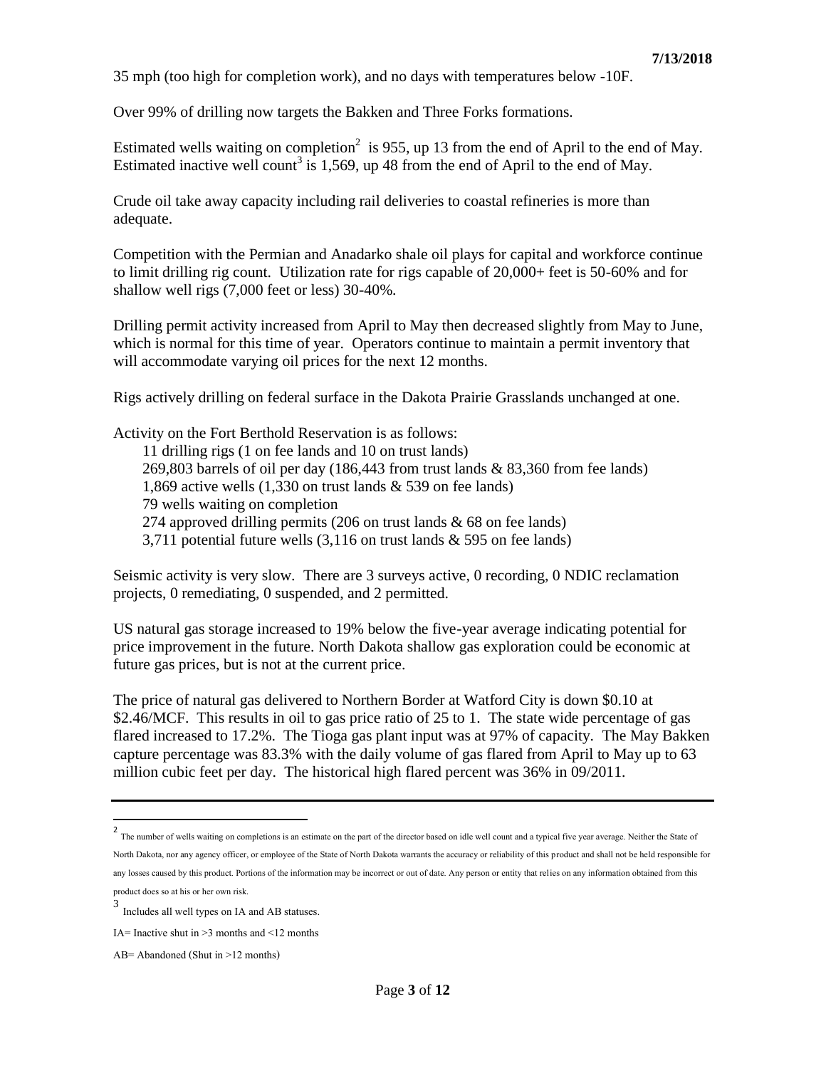35 mph (too high for completion work), and no days with temperatures below -10F.

Over 99% of drilling now targets the Bakken and Three Forks formations.

Estimated wells waiting on completion[2] is 955, up 13 from the end of April to the end of May. Estimated inactive well count[3] is 1,569, up 48 from the end of April to the end of May.

Crude oil take away capacity including rail deliveries to coastal refineries is more than adequate.

Competition with the Permian and Anadarko shale oil plays for capital and workforce continue to limit drilling rig count. Utilization rate for rigs capable of 20,000+ feet is 50-60% and for shallow well rigs (7,000 feet or less) 30-40%.

Drilling permit activity increased from April to May then decreased slightly from May to June, which is normal for this time of year. Operators continue to maintain a permit inventory that will accommodate varying oil prices for the next 12 months.

Rigs actively drilling on federal surface in the Dakota Prairie Grasslands unchanged at one.

Activity on the Fort Berthold Reservation is as follows:

- 11 drilling rigs (1 on fee lands and 10 on trust lands)
- 269,803 barrels of oil per day (186,443 from trust lands & 83,360 from fee lands)
- 1,869 active wells (1,330 on trust lands & 539 on fee lands)
- 79 wells waiting on completion
- 274 approved drilling permits (206 on trust lands & 68 on fee lands)
- 3,711 potential future wells (3,116 on trust lands & 595 on fee lands)

Seismic activity is very slow. There are 3 surveys active, 0 recording, 0 NDIC reclamation projects, 0 remediating, 0 suspended, and 2 permitted.

US natural gas storage increased to 19% below the five-year average indicating potential for price improvement in the future. North Dakota shallow gas exploration could be economic at future gas prices, but is not at the current price.

The price of natural gas delivered to Northern Border at Watford City is down $0.10 at $2.46/MCF. This results in oil to gas price ratio of 25 to 1. The state wide percentage of gas flared increased to 17.2%. The Tioga gas plant input was at 97% of capacity. The May Bakken capture percentage was 83.3% with the daily volume of gas flared from April to May up to 63 million cubic feet per day. The historical high flared percent was 36% in 09/2011.

---

[2] The number of wells waiting on completions is an estimate on the part of the director based on idle well count and a typical five year average. Neither the State of North Dakota, nor any agency officer, or employee of the State of North Dakota warrants the accuracy or reliability of this product and shall not be held responsible for any losses caused by this product. Portions of the information may be incorrect or out of date. Any person or entity that relies on any information obtained from this product does so at his or her own risk.

[3] Includes all well types on IA and AB statuses.

IA= Inactive shut in >3 months and <12 months

AB= Abandoned (Shut in >12 months)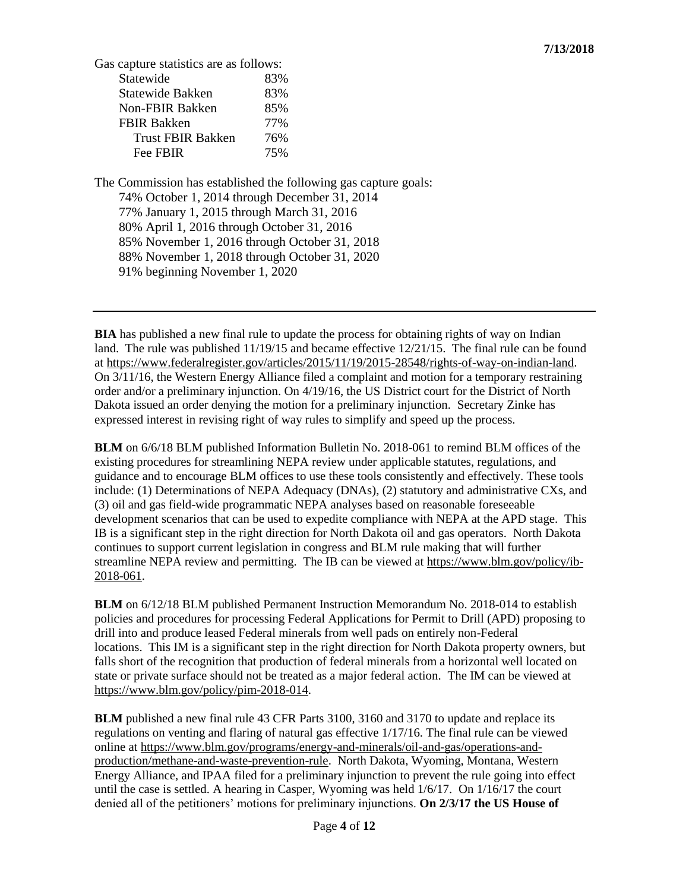**7/13/2018**

Gas capture statistics are as follows:

| | |
|---|---|
| Statewide | 83% |
| Statewide Bakken | 83% |
| Non-FBIR Bakken | 85% |
| FBIR Bakken | 77% |
| Trust FBIR Bakken | 76% |
| Fee FBIR | 75% |

The Commission has established the following gas capture goals:

- 74% October 1, 2014 through December 31, 2014
- 77% January 1, 2015 through March 31, 2016
- 80% April 1, 2016 through October 31, 2016
- 85% November 1, 2016 through October 31, 2018
- 88% November 1, 2018 through October 31, 2020
- 91% beginning November 1, 2020

---

**BIA** has published a new final rule to update the process for obtaining rights of way on Indian land. The rule was published 11/19/15 and became effective 12/21/15. The final rule can be found at https://www.federalregister.gov/articles/2015/11/19/2015-28548/rights-of-way-on-indian-land. On 3/11/16, the Western Energy Alliance filed a complaint and motion for a temporary restraining order and/or a preliminary injunction. On 4/19/16, the US District court for the District of North Dakota issued an order denying the motion for a preliminary injunction. Secretary Zinke has expressed interest in revising right of way rules to simplify and speed up the process.

**BLM** on 6/6/18 BLM published Information Bulletin No. 2018-061 to remind BLM offices of the existing procedures for streamlining NEPA review under applicable statutes, regulations, and guidance and to encourage BLM offices to use these tools consistently and effectively. These tools include: (1) Determinations of NEPA Adequacy (DNAs), (2) statutory and administrative CXs, and (3) oil and gas field-wide programmatic NEPA analyses based on reasonable foreseeable development scenarios that can be used to expedite compliance with NEPA at the APD stage. This IB is a significant step in the right direction for North Dakota oil and gas operators. North Dakota continues to support current legislation in congress and BLM rule making that will further streamline NEPA review and permitting. The IB can be viewed at https://www.blm.gov/policy/ib-2018-061.

**BLM** on 6/12/18 BLM published Permanent Instruction Memorandum No. 2018-014 to establish policies and procedures for processing Federal Applications for Permit to Drill (APD) proposing to drill into and produce leased Federal minerals from well pads on entirely non-Federal locations. This IM is a significant step in the right direction for North Dakota property owners, but falls short of the recognition that production of federal minerals from a horizontal well located on state or private surface should not be treated as a major federal action. The IM can be viewed at https://www.blm.gov/policy/pim-2018-014.

**BLM** published a new final rule 43 CFR Parts 3100, 3160 and 3170 to update and replace its regulations on venting and flaring of natural gas effective 1/17/16. The final rule can be viewed online at https://www.blm.gov/programs/energy-and-minerals/oil-and-gas/operations-and-production/methane-and-waste-prevention-rule. North Dakota, Wyoming, Montana, Western Energy Alliance, and IPAA filed for a preliminary injunction to prevent the rule going into effect until the case is settled. A hearing in Casper, Wyoming was held 1/6/17. On 1/16/17 the court denied all of the petitioners' motions for preliminary injunctions. **On 2/3/17 the US House of**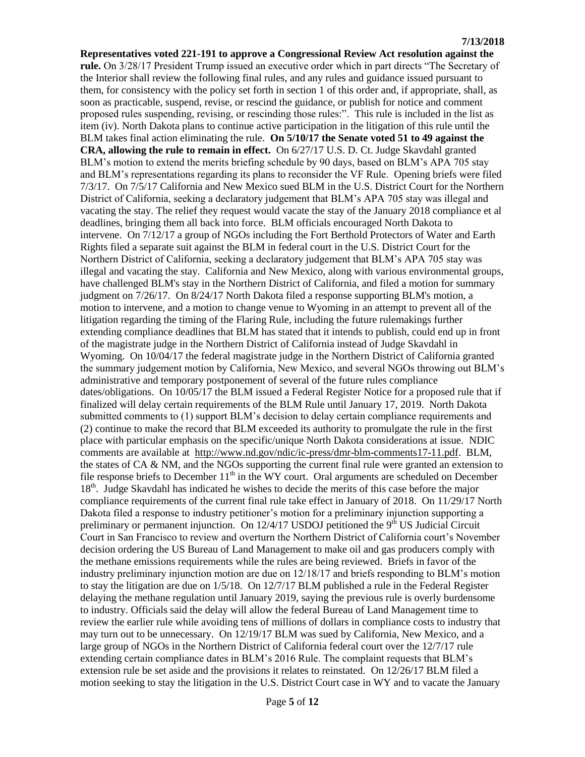**Representatives voted 221-191 to approve a Congressional Review Act resolution against the rule.** On 3/28/17 President Trump issued an executive order which in part directs "The Secretary of the Interior shall review the following final rules, and any rules and guidance issued pursuant to them, for consistency with the policy set forth in section 1 of this order and, if appropriate, shall, as soon as practicable, suspend, revise, or rescind the guidance, or publish for notice and comment proposed rules suspending, revising, or rescinding those rules:". This rule is included in the list as item (iv). North Dakota plans to continue active participation in the litigation of this rule until the BLM takes final action eliminating the rule. **On 5/10/17 the Senate voted 51 to 49 against the CRA, allowing the rule to remain in effect.** On 6/27/17 U.S. D. Ct. Judge Skavdahl granted BLM's motion to extend the merits briefing schedule by 90 days, based on BLM's APA 705 stay and BLM's representations regarding its plans to reconsider the VF Rule. Opening briefs were filed 7/3/17. On 7/5/17 California and New Mexico sued BLM in the U.S. District Court for the Northern District of California, seeking a declaratory judgement that BLM's APA 705 stay was illegal and vacating the stay. The relief they request would vacate the stay of the January 2018 compliance et al deadlines, bringing them all back into force. BLM officials encouraged North Dakota to intervene. On 7/12/17 a group of NGOs including the Fort Berthold Protectors of Water and Earth Rights filed a separate suit against the BLM in federal court in the U.S. District Court for the Northern District of California, seeking a declaratory judgement that BLM's APA 705 stay was illegal and vacating the stay. California and New Mexico, along with various environmental groups, have challenged BLM's stay in the Northern District of California, and filed a motion for summary judgment on 7/26/17. On 8/24/17 North Dakota filed a response supporting BLM's motion, a motion to intervene, and a motion to change venue to Wyoming in an attempt to prevent all of the litigation regarding the timing of the Flaring Rule, including the future rulemakings further extending compliance deadlines that BLM has stated that it intends to publish, could end up in front of the magistrate judge in the Northern District of California instead of Judge Skavdahl in Wyoming. On 10/04/17 the federal magistrate judge in the Northern District of California granted the summary judgement motion by California, New Mexico, and several NGOs throwing out BLM's administrative and temporary postponement of several of the future rules compliance dates/obligations. On 10/05/17 the BLM issued a Federal Register Notice for a proposed rule that if finalized will delay certain requirements of the BLM Rule until January 17, 2019. North Dakota submitted comments to (1) support BLM's decision to delay certain compliance requirements and (2) continue to make the record that BLM exceeded its authority to promulgate the rule in the first place with particular emphasis on the specific/unique North Dakota considerations at issue. NDIC comments are available at http://www.nd.gov/ndic/ic-press/dmr-blm-comments17-11.pdf. BLM, the states of CA & NM, and the NGOs supporting the current final rule were granted an extension to file response briefs to December 11th in the WY court. Oral arguments are scheduled on December 18th. Judge Skavdahl has indicated he wishes to decide the merits of this case before the major compliance requirements of the current final rule take effect in January of 2018. On 11/29/17 North Dakota filed a response to industry petitioner's motion for a preliminary injunction supporting a preliminary or permanent injunction. On 12/4/17 USDOJ petitioned the 9th US Judicial Circuit Court in San Francisco to review and overturn the Northern District of California court's November decision ordering the US Bureau of Land Management to make oil and gas producers comply with the methane emissions requirements while the rules are being reviewed. Briefs in favor of the industry preliminary injunction motion are due on 12/18/17 and briefs responding to BLM's motion to stay the litigation are due on 1/5/18. On 12/7/17 BLM published a rule in the Federal Register delaying the methane regulation until January 2019, saying the previous rule is overly burdensome to industry. Officials said the delay will allow the federal Bureau of Land Management time to review the earlier rule while avoiding tens of millions of dollars in compliance costs to industry that may turn out to be unnecessary. On 12/19/17 BLM was sued by California, New Mexico, and a large group of NGOs in the Northern District of California federal court over the 12/7/17 rule extending certain compliance dates in BLM's 2016 Rule. The complaint requests that BLM's extension rule be set aside and the provisions it relates to reinstated. On 12/26/17 BLM filed a motion seeking to stay the litigation in the U.S. District Court case in WY and to vacate the January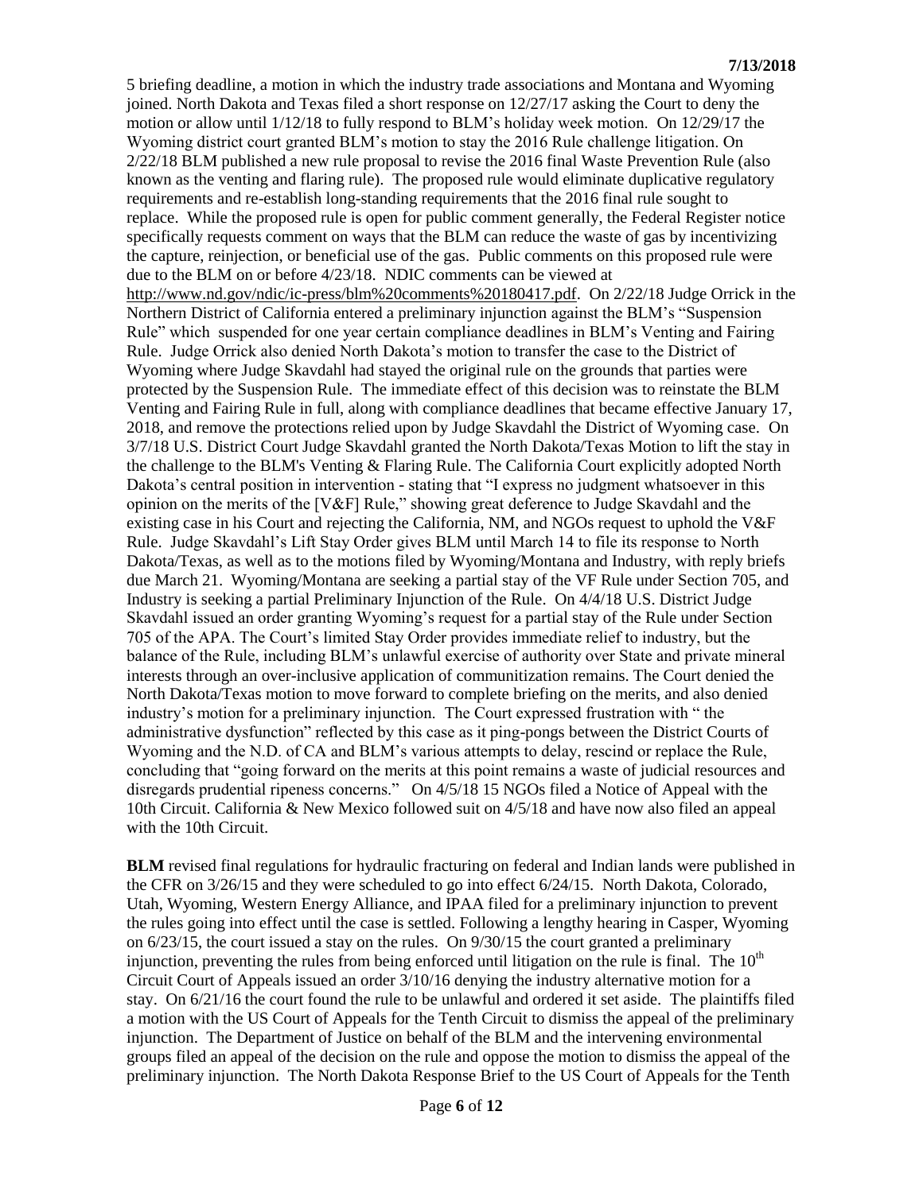5 briefing deadline, a motion in which the industry trade associations and Montana and Wyoming joined. North Dakota and Texas filed a short response on 12/27/17 asking the Court to deny the motion or allow until 1/12/18 to fully respond to BLM's holiday week motion. On 12/29/17 the Wyoming district court granted BLM's motion to stay the 2016 Rule challenge litigation. On 2/22/18 BLM published a new rule proposal to revise the 2016 final Waste Prevention Rule (also known as the venting and flaring rule). The proposed rule would eliminate duplicative regulatory requirements and re-establish long-standing requirements that the 2016 final rule sought to replace. While the proposed rule is open for public comment generally, the Federal Register notice specifically requests comment on ways that the BLM can reduce the waste of gas by incentivizing the capture, reinjection, or beneficial use of the gas. Public comments on this proposed rule were due to the BLM on or before 4/23/18. NDIC comments can be viewed at http://www.nd.gov/ndic/ic-press/blm%20comments%20180417.pdf. On 2/22/18 Judge Orrick in the Northern District of California entered a preliminary injunction against the BLM's "Suspension Rule" which suspended for one year certain compliance deadlines in BLM's Venting and Fairing Rule. Judge Orrick also denied North Dakota's motion to transfer the case to the District of Wyoming where Judge Skavdahl had stayed the original rule on the grounds that parties were protected by the Suspension Rule. The immediate effect of this decision was to reinstate the BLM Venting and Fairing Rule in full, along with compliance deadlines that became effective January 17, 2018, and remove the protections relied upon by Judge Skavdahl the District of Wyoming case. On 3/7/18 U.S. District Court Judge Skavdahl granted the North Dakota/Texas Motion to lift the stay in the challenge to the BLM's Venting & Flaring Rule. The California Court explicitly adopted North Dakota's central position in intervention - stating that "I express no judgment whatsoever in this opinion on the merits of the [V&F] Rule," showing great deference to Judge Skavdahl and the existing case in his Court and rejecting the California, NM, and NGOs request to uphold the V&F Rule. Judge Skavdahl's Lift Stay Order gives BLM until March 14 to file its response to North Dakota/Texas, as well as to the motions filed by Wyoming/Montana and Industry, with reply briefs due March 21. Wyoming/Montana are seeking a partial stay of the VF Rule under Section 705, and Industry is seeking a partial Preliminary Injunction of the Rule. On 4/4/18 U.S. District Judge Skavdahl issued an order granting Wyoming's request for a partial stay of the Rule under Section 705 of the APA. The Court's limited Stay Order provides immediate relief to industry, but the balance of the Rule, including BLM's unlawful exercise of authority over State and private mineral interests through an over-inclusive application of communitization remains. The Court denied the North Dakota/Texas motion to move forward to complete briefing on the merits, and also denied industry's motion for a preliminary injunction. The Court expressed frustration with " the administrative dysfunction" reflected by this case as it ping-pongs between the District Courts of Wyoming and the N.D. of CA and BLM's various attempts to delay, rescind or replace the Rule, concluding that "going forward on the merits at this point remains a waste of judicial resources and disregards prudential ripeness concerns." On 4/5/18 15 NGOs filed a Notice of Appeal with the 10th Circuit. California & New Mexico followed suit on 4/5/18 and have now also filed an appeal with the 10th Circuit.

**BLM** revised final regulations for hydraulic fracturing on federal and Indian lands were published in the CFR on 3/26/15 and they were scheduled to go into effect 6/24/15. North Dakota, Colorado, Utah, Wyoming, Western Energy Alliance, and IPAA filed for a preliminary injunction to prevent the rules going into effect until the case is settled. Following a lengthy hearing in Casper, Wyoming on 6/23/15, the court issued a stay on the rules. On 9/30/15 the court granted a preliminary injunction, preventing the rules from being enforced until litigation on the rule is final. The 10th Circuit Court of Appeals issued an order 3/10/16 denying the industry alternative motion for a stay. On 6/21/16 the court found the rule to be unlawful and ordered it set aside. The plaintiffs filed a motion with the US Court of Appeals for the Tenth Circuit to dismiss the appeal of the preliminary injunction. The Department of Justice on behalf of the BLM and the intervening environmental groups filed an appeal of the decision on the rule and oppose the motion to dismiss the appeal of the preliminary injunction. The North Dakota Response Brief to the US Court of Appeals for the Tenth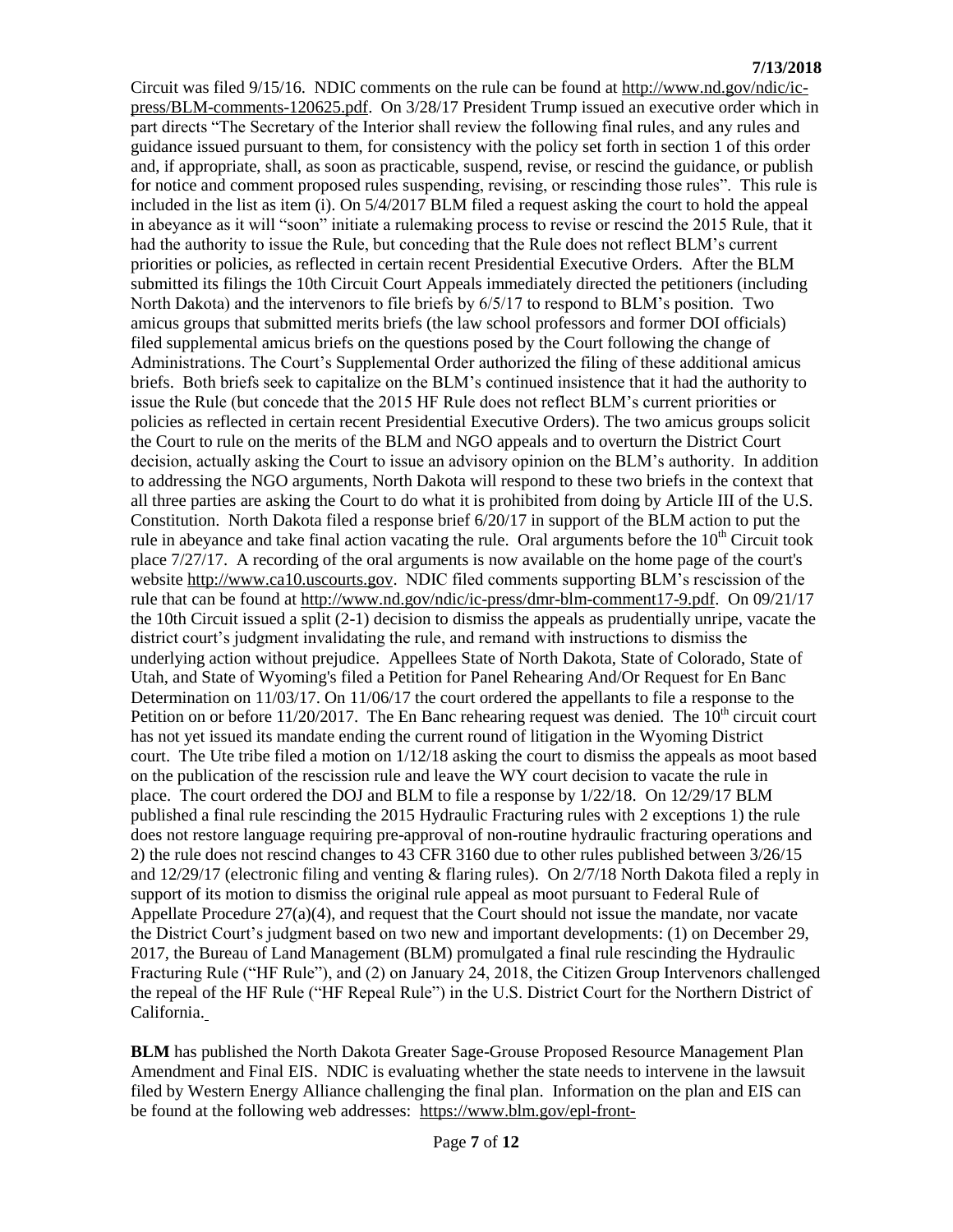Circuit was filed 9/15/16. NDIC comments on the rule can be found at http://www.nd.gov/ndic/ic-press/BLM-comments-120625.pdf. On 3/28/17 President Trump issued an executive order which in part directs "The Secretary of the Interior shall review the following final rules, and any rules and guidance issued pursuant to them, for consistency with the policy set forth in section 1 of this order and, if appropriate, shall, as soon as practicable, suspend, revise, or rescind the guidance, or publish for notice and comment proposed rules suspending, revising, or rescinding those rules". This rule is included in the list as item (i). On 5/4/2017 BLM filed a request asking the court to hold the appeal in abeyance as it will "soon" initiate a rulemaking process to revise or rescind the 2015 Rule, that it had the authority to issue the Rule, but conceding that the Rule does not reflect BLM's current priorities or policies, as reflected in certain recent Presidential Executive Orders. After the BLM submitted its filings the 10th Circuit Court Appeals immediately directed the petitioners (including North Dakota) and the intervenors to file briefs by 6/5/17 to respond to BLM's position. Two amicus groups that submitted merits briefs (the law school professors and former DOI officials) filed supplemental amicus briefs on the questions posed by the Court following the change of Administrations. The Court's Supplemental Order authorized the filing of these additional amicus briefs. Both briefs seek to capitalize on the BLM's continued insistence that it had the authority to issue the Rule (but concede that the 2015 HF Rule does not reflect BLM's current priorities or policies as reflected in certain recent Presidential Executive Orders). The two amicus groups solicit the Court to rule on the merits of the BLM and NGO appeals and to overturn the District Court decision, actually asking the Court to issue an advisory opinion on the BLM's authority. In addition to addressing the NGO arguments, North Dakota will respond to these two briefs in the context that all three parties are asking the Court to do what it is prohibited from doing by Article III of the U.S. Constitution. North Dakota filed a response brief 6/20/17 in support of the BLM action to put the rule in abeyance and take final action vacating the rule. Oral arguments before the 10th Circuit took place 7/27/17. A recording of the oral arguments is now available on the home page of the court's website http://www.ca10.uscourts.gov. NDIC filed comments supporting BLM's rescission of the rule that can be found at http://www.nd.gov/ndic/ic-press/dmr-blm-comment17-9.pdf. On 09/21/17 the 10th Circuit issued a split (2-1) decision to dismiss the appeals as prudentially unripe, vacate the district court's judgment invalidating the rule, and remand with instructions to dismiss the underlying action without prejudice. Appellees State of North Dakota, State of Colorado, State of Utah, and State of Wyoming's filed a Petition for Panel Rehearing And/Or Request for En Banc Determination on 11/03/17. On 11/06/17 the court ordered the appellants to file a response to the Petition on or before 11/20/2017. The En Banc rehearing request was denied. The 10th circuit court has not yet issued its mandate ending the current round of litigation in the Wyoming District court. The Ute tribe filed a motion on 1/12/18 asking the court to dismiss the appeals as moot based on the publication of the rescission rule and leave the WY court decision to vacate the rule in place. The court ordered the DOJ and BLM to file a response by 1/22/18. On 12/29/17 BLM published a final rule rescinding the 2015 Hydraulic Fracturing rules with 2 exceptions 1) the rule does not restore language requiring pre-approval of non-routine hydraulic fracturing operations and 2) the rule does not rescind changes to 43 CFR 3160 due to other rules published between 3/26/15 and 12/29/17 (electronic filing and venting & flaring rules). On 2/7/18 North Dakota filed a reply in support of its motion to dismiss the original rule appeal as moot pursuant to Federal Rule of Appellate Procedure 27(a)(4), and request that the Court should not issue the mandate, nor vacate the District Court's judgment based on two new and important developments: (1) on December 29, 2017, the Bureau of Land Management (BLM) promulgated a final rule rescinding the Hydraulic Fracturing Rule ("HF Rule"), and (2) on January 24, 2018, the Citizen Group Intervenors challenged the repeal of the HF Rule ("HF Repeal Rule") in the U.S. District Court for the Northern District of California.

**BLM** has published the North Dakota Greater Sage-Grouse Proposed Resource Management Plan Amendment and Final EIS. NDIC is evaluating whether the state needs to intervene in the lawsuit filed by Western Energy Alliance challenging the final plan. Information on the plan and EIS can be found at the following web addresses: https://www.blm.gov/epl-front-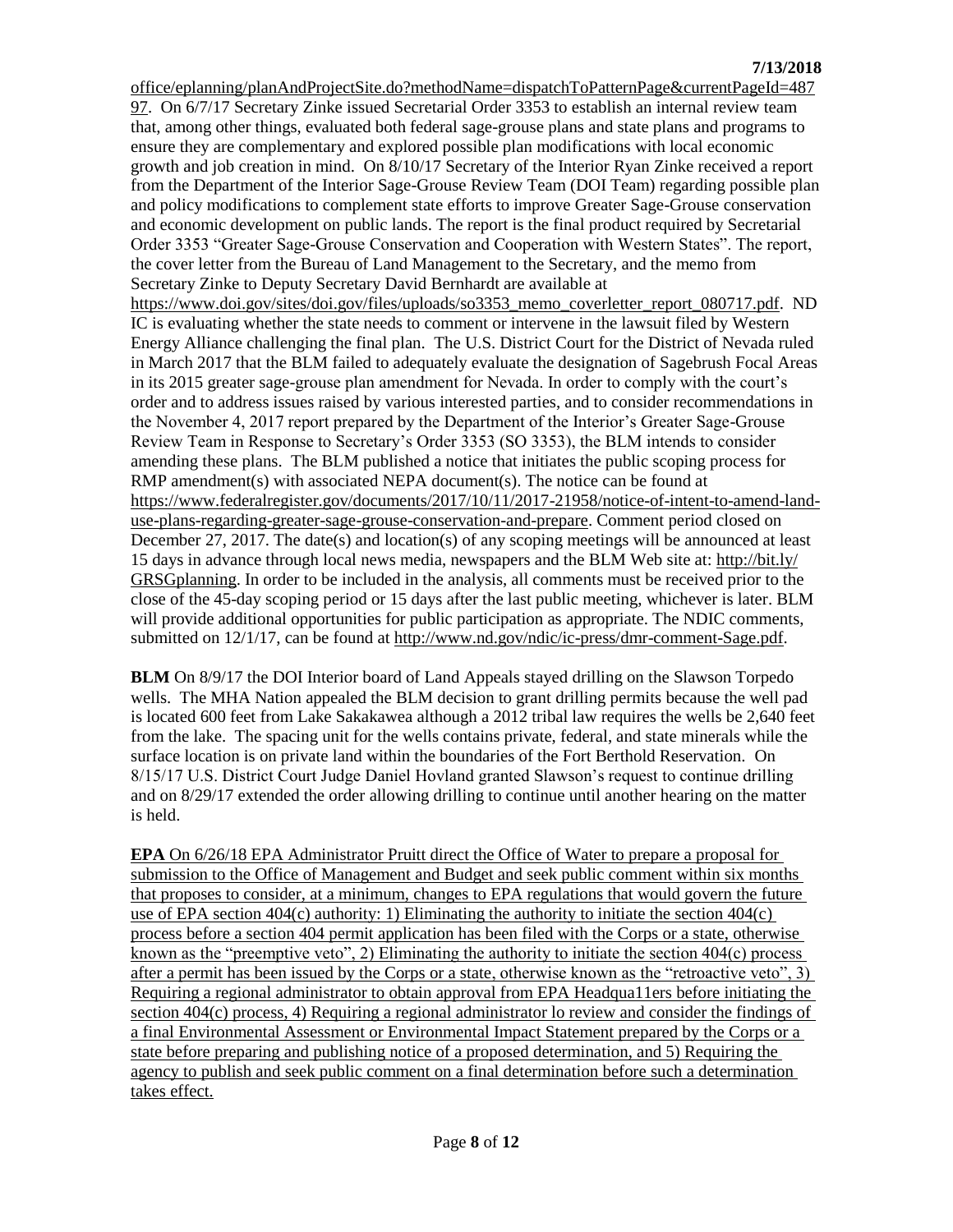office/eplanning/planAndProjectSite.do?methodName=dispatchToPatternPage&currentPageId=48797. On 6/7/17 Secretary Zinke issued Secretarial Order 3353 to establish an internal review team that, among other things, evaluated both federal sage-grouse plans and state plans and programs to ensure they are complementary and explored possible plan modifications with local economic growth and job creation in mind. On 8/10/17 Secretary of the Interior Ryan Zinke received a report from the Department of the Interior Sage-Grouse Review Team (DOI Team) regarding possible plan and policy modifications to complement state efforts to improve Greater Sage-Grouse conservation and economic development on public lands. The report is the final product required by Secretarial Order 3353 "Greater Sage-Grouse Conservation and Cooperation with Western States". The report, the cover letter from the Bureau of Land Management to the Secretary, and the memo from Secretary Zinke to Deputy Secretary David Bernhardt are available at https://www.doi.gov/sites/doi.gov/files/uploads/so3353_memo_coverletter_report_080717.pdf. ND IC is evaluating whether the state needs to comment or intervene in the lawsuit filed by Western Energy Alliance challenging the final plan. The U.S. District Court for the District of Nevada ruled in March 2017 that the BLM failed to adequately evaluate the designation of Sagebrush Focal Areas in its 2015 greater sage-grouse plan amendment for Nevada. In order to comply with the court's order and to address issues raised by various interested parties, and to consider recommendations in the November 4, 2017 report prepared by the Department of the Interior's Greater Sage-Grouse Review Team in Response to Secretary's Order 3353 (SO 3353), the BLM intends to consider amending these plans. The BLM published a notice that initiates the public scoping process for RMP amendment(s) with associated NEPA document(s). The notice can be found at https://www.federalregister.gov/documents/2017/10/11/2017-21958/notice-of-intent-to-amend-land-use-plans-regarding-greater-sage-grouse-conservation-and-prepare. Comment period closed on December 27, 2017. The date(s) and location(s) of any scoping meetings will be announced at least 15 days in advance through local news media, newspapers and the BLM Web site at: http://bit.ly/GRSGplanning. In order to be included in the analysis, all comments must be received prior to the close of the 45-day scoping period or 15 days after the last public meeting, whichever is later. BLM will provide additional opportunities for public participation as appropriate. The NDIC comments, submitted on 12/1/17, can be found at http://www.nd.gov/ndic/ic-press/dmr-comment-Sage.pdf.

**BLM** On 8/9/17 the DOI Interior board of Land Appeals stayed drilling on the Slawson Torpedo wells. The MHA Nation appealed the BLM decision to grant drilling permits because the well pad is located 600 feet from Lake Sakakawea although a 2012 tribal law requires the wells be 2,640 feet from the lake. The spacing unit for the wells contains private, federal, and state minerals while the surface location is on private land within the boundaries of the Fort Berthold Reservation. On 8/15/17 U.S. District Court Judge Daniel Hovland granted Slawson's request to continue drilling and on 8/29/17 extended the order allowing drilling to continue until another hearing on the matter is held.

**EPA** On 6/26/18 EPA Administrator Pruitt direct the Office of Water to prepare a proposal for submission to the Office of Management and Budget and seek public comment within six months that proposes to consider, at a minimum, changes to EPA regulations that would govern the future use of EPA section 404(c) authority: 1) Eliminating the authority to initiate the section 404(c) process before a section 404 permit application has been filed with the Corps or a state, otherwise known as the "preemptive veto", 2) Eliminating the authority to initiate the section 404(c) process after a permit has been issued by the Corps or a state, otherwise known as the "retroactive veto", 3) Requiring a regional administrator to obtain approval from EPA Headqua11ers before initiating the section 404(c) process, 4) Requiring a regional administrator lo review and consider the findings of a final Environmental Assessment or Environmental Impact Statement prepared by the Corps or a state before preparing and publishing notice of a proposed determination, and 5) Requiring the agency to publish and seek public comment on a final determination before such a determination takes effect.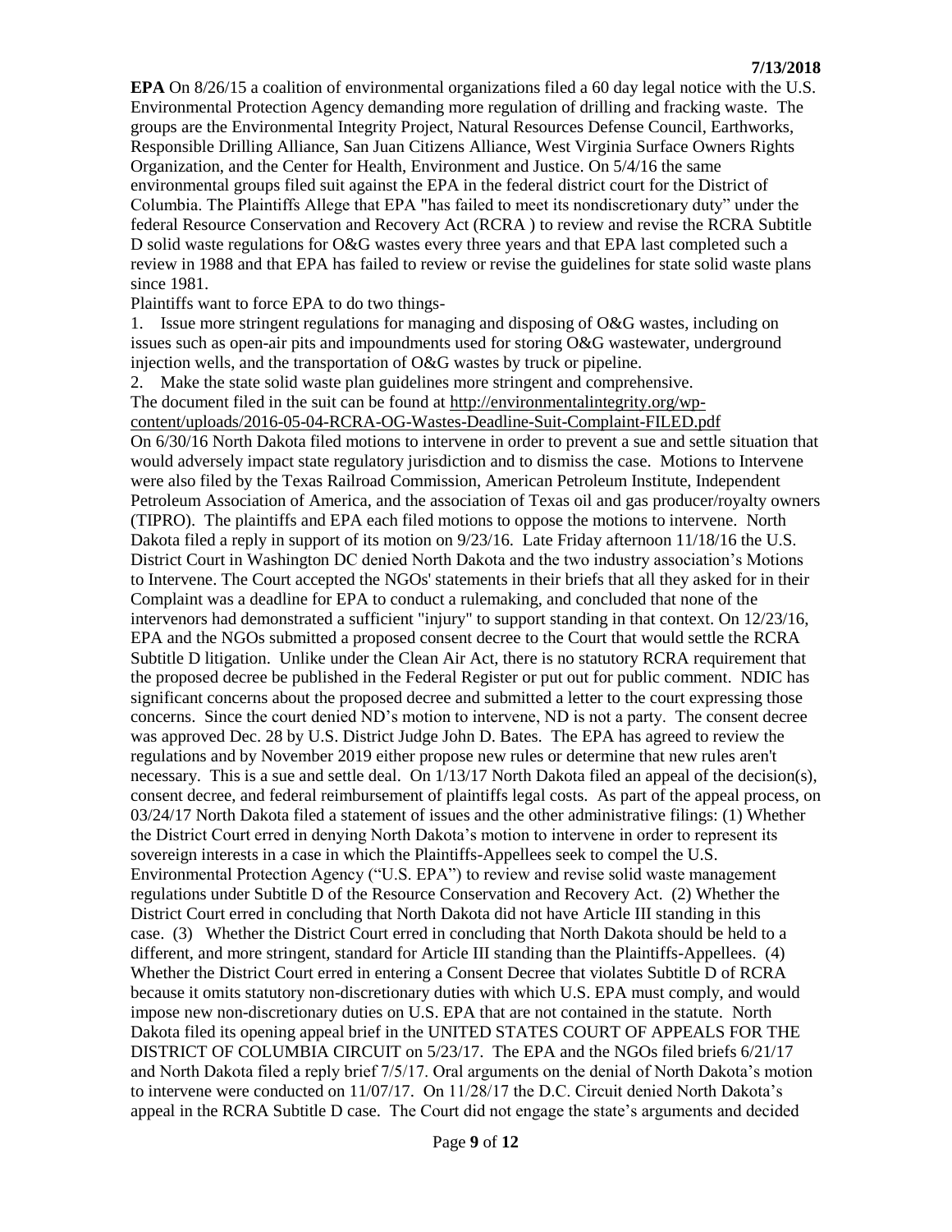**EPA** On 8/26/15 a coalition of environmental organizations filed a 60 day legal notice with the U.S. Environmental Protection Agency demanding more regulation of drilling and fracking waste. The groups are the Environmental Integrity Project, Natural Resources Defense Council, Earthworks, Responsible Drilling Alliance, San Juan Citizens Alliance, West Virginia Surface Owners Rights Organization, and the Center for Health, Environment and Justice. On 5/4/16 the same environmental groups filed suit against the EPA in the federal district court for the District of Columbia. The Plaintiffs Allege that EPA "has failed to meet its nondiscretionary duty" under the federal Resource Conservation and Recovery Act (RCRA ) to review and revise the RCRA Subtitle D solid waste regulations for O&G wastes every three years and that EPA last completed such a review in 1988 and that EPA has failed to review or revise the guidelines for state solid waste plans since 1981.

Plaintiffs want to force EPA to do two things-

1. Issue more stringent regulations for managing and disposing of O&G wastes, including on issues such as open-air pits and impoundments used for storing O&G wastewater, underground injection wells, and the transportation of O&G wastes by truck or pipeline.
2. Make the state solid waste plan guidelines more stringent and comprehensive.

The document filed in the suit can be found at http://environmentalintegrity.org/wp-content/uploads/2016-05-04-RCRA-OG-Wastes-Deadline-Suit-Complaint-FILED.pdf

On 6/30/16 North Dakota filed motions to intervene in order to prevent a sue and settle situation that would adversely impact state regulatory jurisdiction and to dismiss the case. Motions to Intervene were also filed by the Texas Railroad Commission, American Petroleum Institute, Independent Petroleum Association of America, and the association of Texas oil and gas producer/royalty owners (TIPRO). The plaintiffs and EPA each filed motions to oppose the motions to intervene. North Dakota filed a reply in support of its motion on 9/23/16. Late Friday afternoon 11/18/16 the U.S. District Court in Washington DC denied North Dakota and the two industry association's Motions to Intervene. The Court accepted the NGOs' statements in their briefs that all they asked for in their Complaint was a deadline for EPA to conduct a rulemaking, and concluded that none of the intervenors had demonstrated a sufficient "injury" to support standing in that context. On 12/23/16, EPA and the NGOs submitted a proposed consent decree to the Court that would settle the RCRA Subtitle D litigation. Unlike under the Clean Air Act, there is no statutory RCRA requirement that the proposed decree be published in the Federal Register or put out for public comment. NDIC has significant concerns about the proposed decree and submitted a letter to the court expressing those concerns. Since the court denied ND's motion to intervene, ND is not a party. The consent decree was approved Dec. 28 by U.S. District Judge John D. Bates. The EPA has agreed to review the regulations and by November 2019 either propose new rules or determine that new rules aren't necessary. This is a sue and settle deal. On 1/13/17 North Dakota filed an appeal of the decision(s), consent decree, and federal reimbursement of plaintiffs legal costs. As part of the appeal process, on 03/24/17 North Dakota filed a statement of issues and the other administrative filings: (1) Whether the District Court erred in denying North Dakota's motion to intervene in order to represent its sovereign interests in a case in which the Plaintiffs-Appellees seek to compel the U.S. Environmental Protection Agency ("U.S. EPA") to review and revise solid waste management regulations under Subtitle D of the Resource Conservation and Recovery Act. (2) Whether the District Court erred in concluding that North Dakota did not have Article III standing in this case. (3) Whether the District Court erred in concluding that North Dakota should be held to a different, and more stringent, standard for Article III standing than the Plaintiffs-Appellees. (4) Whether the District Court erred in entering a Consent Decree that violates Subtitle D of RCRA because it omits statutory non-discretionary duties with which U.S. EPA must comply, and would impose new non-discretionary duties on U.S. EPA that are not contained in the statute. North Dakota filed its opening appeal brief in the UNITED STATES COURT OF APPEALS FOR THE DISTRICT OF COLUMBIA CIRCUIT on 5/23/17. The EPA and the NGOs filed briefs 6/21/17 and North Dakota filed a reply brief 7/5/17. Oral arguments on the denial of North Dakota's motion to intervene were conducted on 11/07/17. On 11/28/17 the D.C. Circuit denied North Dakota's appeal in the RCRA Subtitle D case. The Court did not engage the state's arguments and decided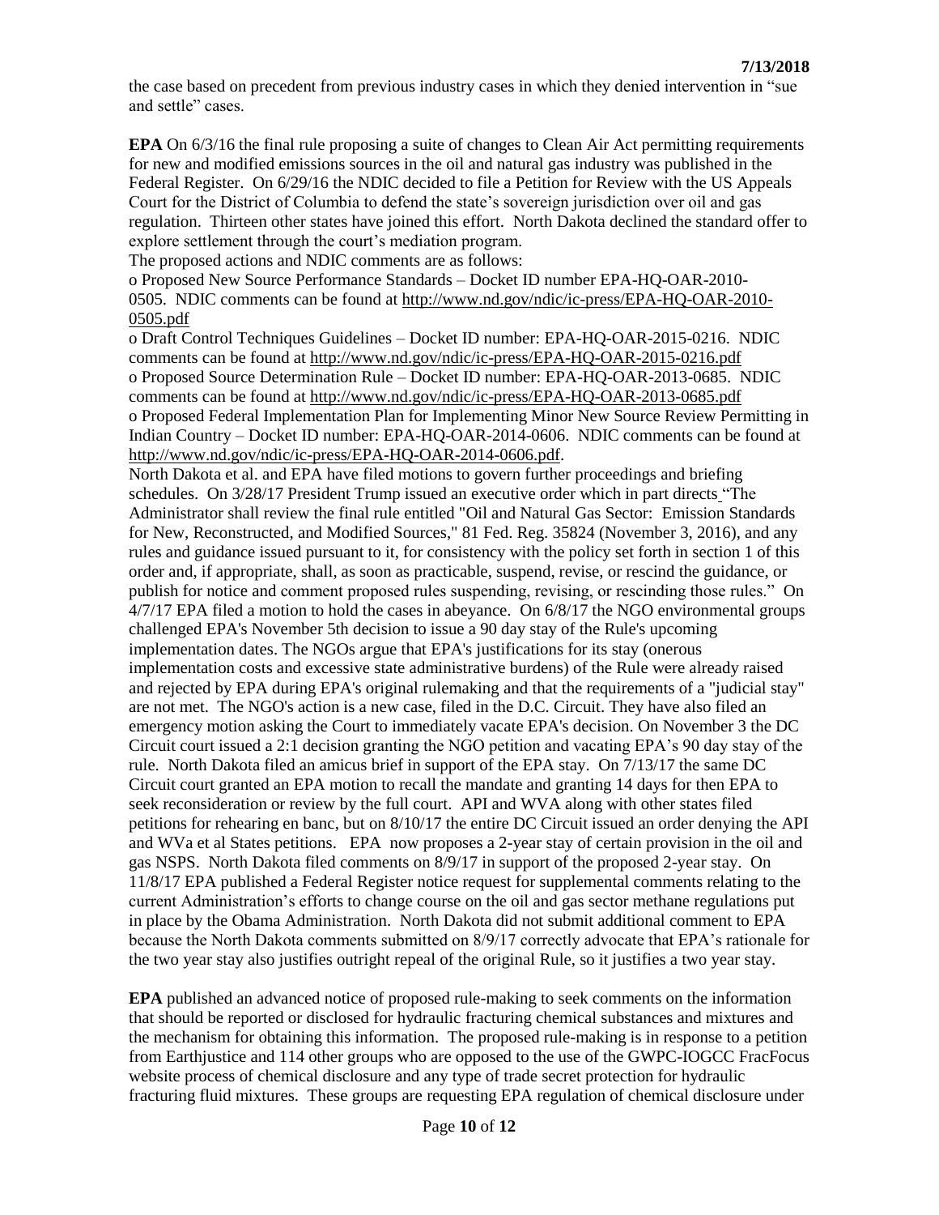the case based on precedent from previous industry cases in which they denied intervention in "sue and settle" cases.

**EPA** On 6/3/16 the final rule proposing a suite of changes to Clean Air Act permitting requirements for new and modified emissions sources in the oil and natural gas industry was published in the Federal Register. On 6/29/16 the NDIC decided to file a Petition for Review with the US Appeals Court for the District of Columbia to defend the state's sovereign jurisdiction over oil and gas regulation. Thirteen other states have joined this effort. North Dakota declined the standard offer to explore settlement through the court's mediation program.

The proposed actions and NDIC comments are as follows:

o Proposed New Source Performance Standards – Docket ID number EPA-HQ-OAR-2010-0505. NDIC comments can be found at http://www.nd.gov/ndic/ic-press/EPA-HQ-OAR-2010-0505.pdf

o Draft Control Techniques Guidelines – Docket ID number: EPA-HQ-OAR-2015-0216. NDIC comments can be found at http://www.nd.gov/ndic/ic-press/EPA-HQ-OAR-2015-0216.pdf

o Proposed Source Determination Rule – Docket ID number: EPA-HQ-OAR-2013-0685. NDIC comments can be found at http://www.nd.gov/ndic/ic-press/EPA-HQ-OAR-2013-0685.pdf

o Proposed Federal Implementation Plan for Implementing Minor New Source Review Permitting in Indian Country – Docket ID number: EPA-HQ-OAR-2014-0606. NDIC comments can be found at http://www.nd.gov/ndic/ic-press/EPA-HQ-OAR-2014-0606.pdf.

North Dakota et al. and EPA have filed motions to govern further proceedings and briefing schedules. On 3/28/17 President Trump issued an executive order which in part directs "The Administrator shall review the final rule entitled "Oil and Natural Gas Sector: Emission Standards for New, Reconstructed, and Modified Sources," 81 Fed. Reg. 35824 (November 3, 2016), and any rules and guidance issued pursuant to it, for consistency with the policy set forth in section 1 of this order and, if appropriate, shall, as soon as practicable, suspend, revise, or rescind the guidance, or publish for notice and comment proposed rules suspending, revising, or rescinding those rules." On 4/7/17 EPA filed a motion to hold the cases in abeyance. On 6/8/17 the NGO environmental groups challenged EPA's November 5th decision to issue a 90 day stay of the Rule's upcoming implementation dates. The NGOs argue that EPA's justifications for its stay (onerous implementation costs and excessive state administrative burdens) of the Rule were already raised and rejected by EPA during EPA's original rulemaking and that the requirements of a "judicial stay" are not met. The NGO's action is a new case, filed in the D.C. Circuit. They have also filed an emergency motion asking the Court to immediately vacate EPA's decision. On November 3 the DC Circuit court issued a 2:1 decision granting the NGO petition and vacating EPA's 90 day stay of the rule. North Dakota filed an amicus brief in support of the EPA stay. On 7/13/17 the same DC Circuit court granted an EPA motion to recall the mandate and granting 14 days for then EPA to seek reconsideration or review by the full court. API and WVA along with other states filed petitions for rehearing en banc, but on 8/10/17 the entire DC Circuit issued an order denying the API and WVa et al States petitions. EPA now proposes a 2-year stay of certain provision in the oil and gas NSPS. North Dakota filed comments on 8/9/17 in support of the proposed 2-year stay. On 11/8/17 EPA published a Federal Register notice request for supplemental comments relating to the current Administration's efforts to change course on the oil and gas sector methane regulations put in place by the Obama Administration. North Dakota did not submit additional comment to EPA because the North Dakota comments submitted on 8/9/17 correctly advocate that EPA's rationale for the two year stay also justifies outright repeal of the original Rule, so it justifies a two year stay.

**EPA** published an advanced notice of proposed rule-making to seek comments on the information that should be reported or disclosed for hydraulic fracturing chemical substances and mixtures and the mechanism for obtaining this information. The proposed rule-making is in response to a petition from Earthjustice and 114 other groups who are opposed to the use of the GWPC-IOGCC FracFocus website process of chemical disclosure and any type of trade secret protection for hydraulic fracturing fluid mixtures. These groups are requesting EPA regulation of chemical disclosure under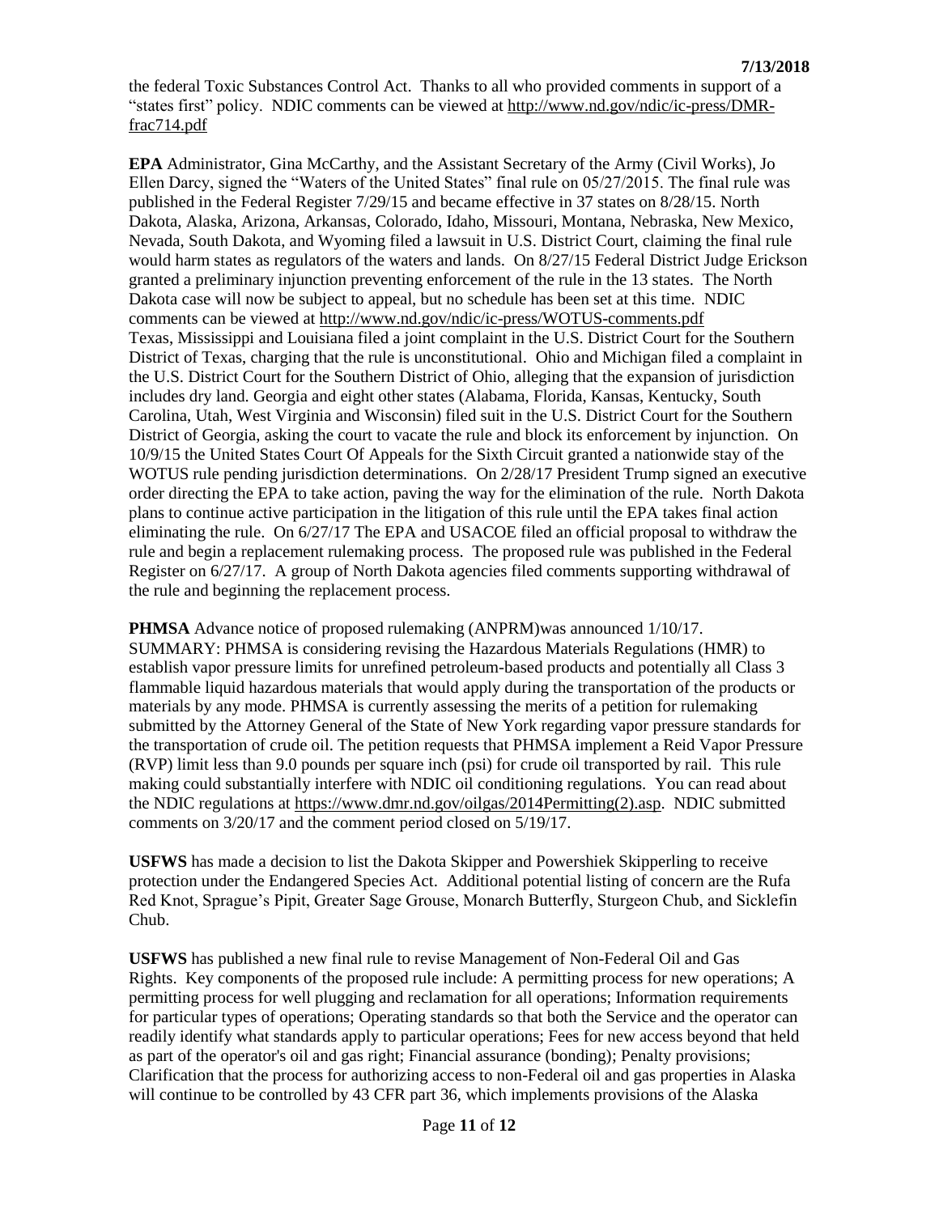the federal Toxic Substances Control Act. Thanks to all who provided comments in support of a "states first" policy. NDIC comments can be viewed at http://www.nd.gov/ndic/ic-press/DMR-frac714.pdf

**EPA** Administrator, Gina McCarthy, and the Assistant Secretary of the Army (Civil Works), Jo Ellen Darcy, signed the "Waters of the United States" final rule on 05/27/2015. The final rule was published in the Federal Register 7/29/15 and became effective in 37 states on 8/28/15. North Dakota, Alaska, Arizona, Arkansas, Colorado, Idaho, Missouri, Montana, Nebraska, New Mexico, Nevada, South Dakota, and Wyoming filed a lawsuit in U.S. District Court, claiming the final rule would harm states as regulators of the waters and lands. On 8/27/15 Federal District Judge Erickson granted a preliminary injunction preventing enforcement of the rule in the 13 states. The North Dakota case will now be subject to appeal, but no schedule has been set at this time. NDIC comments can be viewed at http://www.nd.gov/ndic/ic-press/WOTUS-comments.pdf
Texas, Mississippi and Louisiana filed a joint complaint in the U.S. District Court for the Southern District of Texas, charging that the rule is unconstitutional. Ohio and Michigan filed a complaint in the U.S. District Court for the Southern District of Ohio, alleging that the expansion of jurisdiction includes dry land. Georgia and eight other states (Alabama, Florida, Kansas, Kentucky, South Carolina, Utah, West Virginia and Wisconsin) filed suit in the U.S. District Court for the Southern District of Georgia, asking the court to vacate the rule and block its enforcement by injunction. On 10/9/15 the United States Court Of Appeals for the Sixth Circuit granted a nationwide stay of the WOTUS rule pending jurisdiction determinations. On 2/28/17 President Trump signed an executive order directing the EPA to take action, paving the way for the elimination of the rule. North Dakota plans to continue active participation in the litigation of this rule until the EPA takes final action eliminating the rule. On 6/27/17 The EPA and USACOE filed an official proposal to withdraw the rule and begin a replacement rulemaking process. The proposed rule was published in the Federal Register on 6/27/17. A group of North Dakota agencies filed comments supporting withdrawal of the rule and beginning the replacement process.

**PHMSA** Advance notice of proposed rulemaking (ANPRM)was announced 1/10/17.
SUMMARY: PHMSA is considering revising the Hazardous Materials Regulations (HMR) to establish vapor pressure limits for unrefined petroleum-based products and potentially all Class 3 flammable liquid hazardous materials that would apply during the transportation of the products or materials by any mode. PHMSA is currently assessing the merits of a petition for rulemaking submitted by the Attorney General of the State of New York regarding vapor pressure standards for the transportation of crude oil. The petition requests that PHMSA implement a Reid Vapor Pressure (RVP) limit less than 9.0 pounds per square inch (psi) for crude oil transported by rail. This rule making could substantially interfere with NDIC oil conditioning regulations. You can read about the NDIC regulations at https://www.dmr.nd.gov/oilgas/2014Permitting(2).asp. NDIC submitted comments on 3/20/17 and the comment period closed on 5/19/17.

**USFWS** has made a decision to list the Dakota Skipper and Powershiek Skipperling to receive protection under the Endangered Species Act. Additional potential listing of concern are the Rufa Red Knot, Sprague's Pipit, Greater Sage Grouse, Monarch Butterfly, Sturgeon Chub, and Sicklefin Chub.

**USFWS** has published a new final rule to revise Management of Non-Federal Oil and Gas Rights. Key components of the proposed rule include: A permitting process for new operations; A permitting process for well plugging and reclamation for all operations; Information requirements for particular types of operations; Operating standards so that both the Service and the operator can readily identify what standards apply to particular operations; Fees for new access beyond that held as part of the operator's oil and gas right; Financial assurance (bonding); Penalty provisions; Clarification that the process for authorizing access to non-Federal oil and gas properties in Alaska will continue to be controlled by 43 CFR part 36, which implements provisions of the Alaska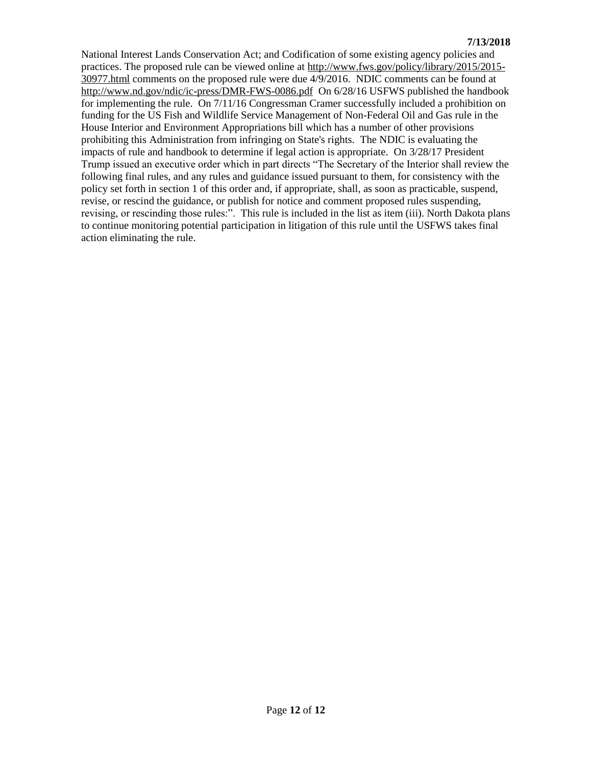National Interest Lands Conservation Act; and Codification of some existing agency policies and practices. The proposed rule can be viewed online at http://www.fws.gov/policy/library/2015/2015-30977.html comments on the proposed rule were due 4/9/2016. NDIC comments can be found at http://www.nd.gov/ndic/ic-press/DMR-FWS-0086.pdf On 6/28/16 USFWS published the handbook for implementing the rule. On 7/11/16 Congressman Cramer successfully included a prohibition on funding for the US Fish and Wildlife Service Management of Non-Federal Oil and Gas rule in the House Interior and Environment Appropriations bill which has a number of other provisions prohibiting this Administration from infringing on State's rights. The NDIC is evaluating the impacts of rule and handbook to determine if legal action is appropriate. On 3/28/17 President Trump issued an executive order which in part directs "The Secretary of the Interior shall review the following final rules, and any rules and guidance issued pursuant to them, for consistency with the policy set forth in section 1 of this order and, if appropriate, shall, as soon as practicable, suspend, revise, or rescind the guidance, or publish for notice and comment proposed rules suspending, revising, or rescinding those rules:". This rule is included in the list as item (iii). North Dakota plans to continue monitoring potential participation in litigation of this rule until the USFWS takes final action eliminating the rule.